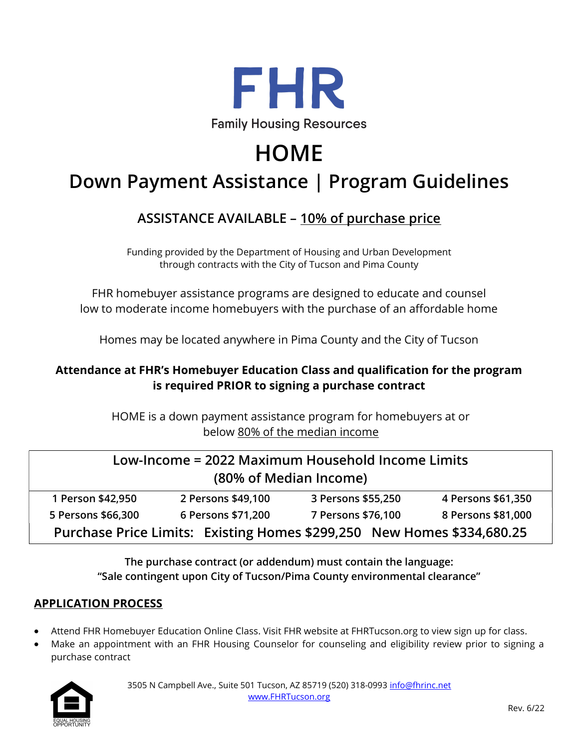# FHR

Family Housing Resources

# HOME

## Down Payment Assistance | Program Guidelines

### ASSISTANCE AVAILABLE – 10% of purchase price

Funding provided by the Department of Housing and Urban Development
through contracts with the City of Tucson and Pima County

FHR homebuyer assistance programs are designed to educate and counsel low to moderate income homebuyers with the purchase of an affordable home

Homes may be located anywhere in Pima County and the City of Tucson

**Attendance at FHR's Homebuyer Education Class and qualification for the program is required PRIOR to signing a purchase contract**

HOME is a down payment assistance program for homebuyers at or below 80% of the median income

| Low-Income = 2022 Maximum Household Income Limits (80% of Median Income) | | | |
|---|---|---|---|
| 1 Person $42,950 | 2 Persons $49,100 | 3 Persons $55,250 | 4 Persons $61,350 |
| 5 Persons $66,300 | 6 Persons $71,200 | 7 Persons $76,100 | 8 Persons $81,000 |
| Purchase Price Limits: Existing Homes $299,250 New Homes $334,680.25 | | | |

**The purchase contract (or addendum) must contain the language: "Sale contingent upon City of Tucson/Pima County environmental clearance"**

## APPLICATION PROCESS

- Attend FHR Homebuyer Education Online Class. Visit FHR website at FHRTucson.org to view sign up for class.
- Make an appointment with an FHR Housing Counselor for counseling and eligibility review prior to signing a purchase contract

3505 N Campbell Ave., Suite 501 Tucson, AZ 85719 (520) 318-0993 info@fhrinc.net
www.FHRTucson.org

EQUAL HOUSING OPPORTUNITY

Rev. 6/22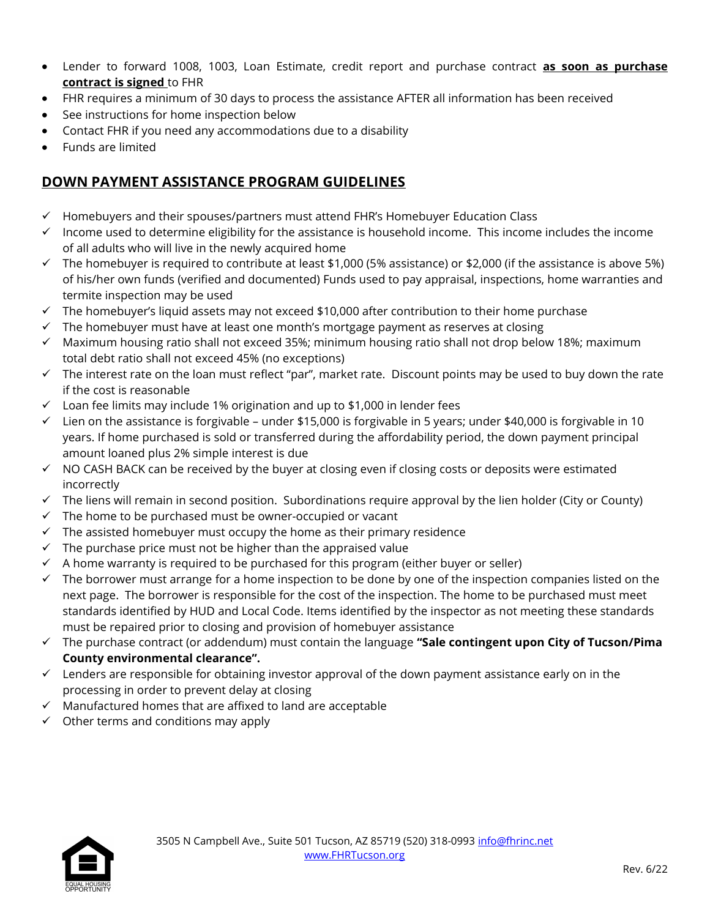- Lender to forward 1008, 1003, Loan Estimate, credit report and purchase contract **as soon as purchase contract is signed** to FHR
- FHR requires a minimum of 30 days to process the assistance AFTER all information has been received
- See instructions for home inspection below
- Contact FHR if you need any accommodations due to a disability
- Funds are limited

## DOWN PAYMENT ASSISTANCE PROGRAM GUIDELINES

- ✓ Homebuyers and their spouses/partners must attend FHR's Homebuyer Education Class
- ✓ Income used to determine eligibility for the assistance is household income. This income includes the income of all adults who will live in the newly acquired home
- ✓ The homebuyer is required to contribute at least $1,000 (5% assistance) or $2,000 (if the assistance is above 5%) of his/her own funds (verified and documented) Funds used to pay appraisal, inspections, home warranties and termite inspection may be used
- ✓ The homebuyer's liquid assets may not exceed $10,000 after contribution to their home purchase
- ✓ The homebuyer must have at least one month's mortgage payment as reserves at closing
- ✓ Maximum housing ratio shall not exceed 35%; minimum housing ratio shall not drop below 18%; maximum total debt ratio shall not exceed 45% (no exceptions)
- ✓ The interest rate on the loan must reflect "par", market rate. Discount points may be used to buy down the rate if the cost is reasonable
- ✓ Loan fee limits may include 1% origination and up to $1,000 in lender fees
- ✓ Lien on the assistance is forgivable – under $15,000 is forgivable in 5 years; under $40,000 is forgivable in 10 years. If home purchased is sold or transferred during the affordability period, the down payment principal amount loaned plus 2% simple interest is due
- ✓ NO CASH BACK can be received by the buyer at closing even if closing costs or deposits were estimated incorrectly
- ✓ The liens will remain in second position. Subordinations require approval by the lien holder (City or County)
- ✓ The home to be purchased must be owner-occupied or vacant
- ✓ The assisted homebuyer must occupy the home as their primary residence
- ✓ The purchase price must not be higher than the appraised value
- ✓ A home warranty is required to be purchased for this program (either buyer or seller)
- ✓ The borrower must arrange for a home inspection to be done by one of the inspection companies listed on the next page. The borrower is responsible for the cost of the inspection. The home to be purchased must meet standards identified by HUD and Local Code. Items identified by the inspector as not meeting these standards must be repaired prior to closing and provision of homebuyer assistance
- ✓ The purchase contract (or addendum) must contain the language **"Sale contingent upon City of Tucson/Pima County environmental clearance".**
- ✓ Lenders are responsible for obtaining investor approval of the down payment assistance early on in the processing in order to prevent delay at closing
- ✓ Manufactured homes that are affixed to land are acceptable
- ✓ Other terms and conditions may apply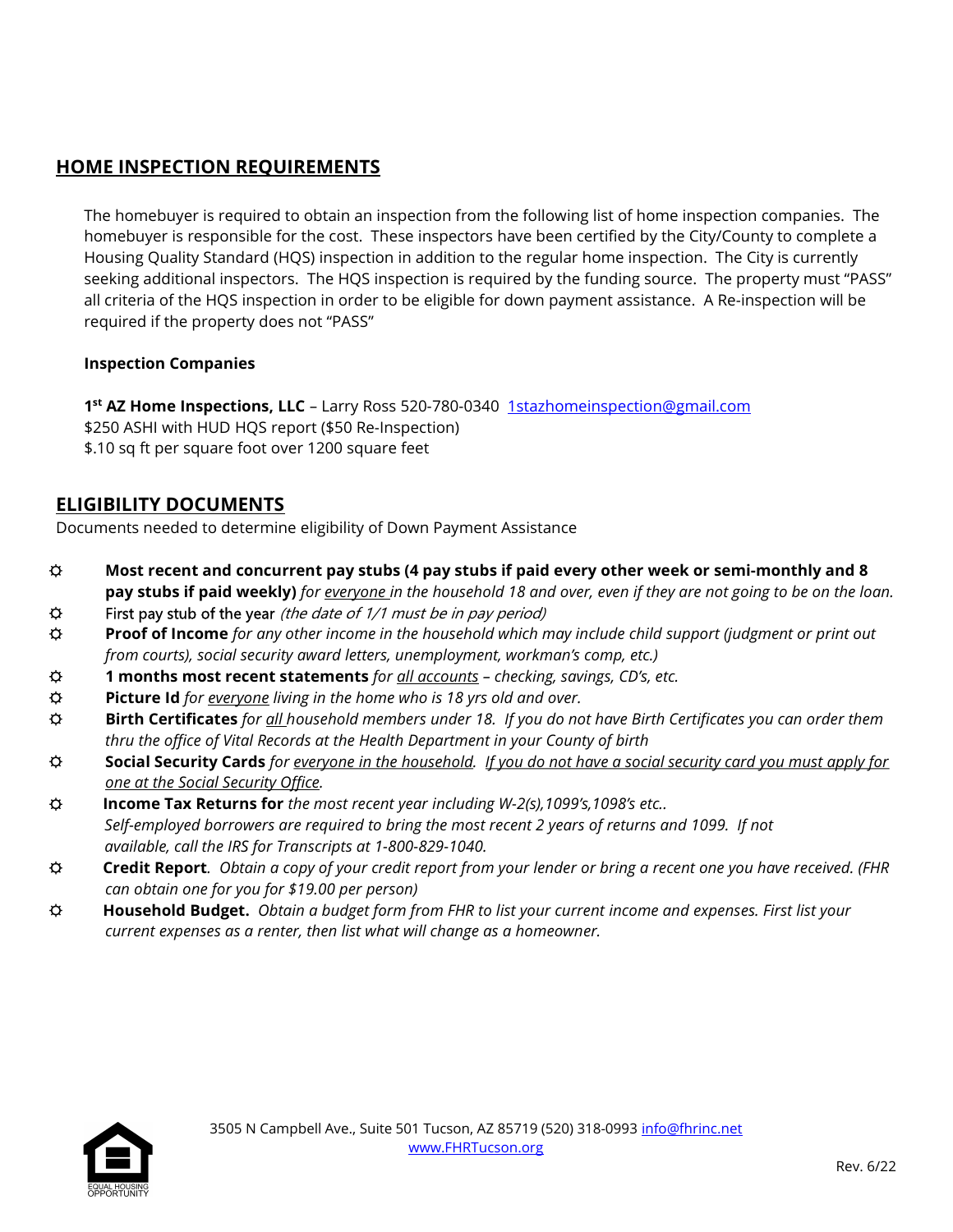## HOME INSPECTION REQUIREMENTS

The homebuyer is required to obtain an inspection from the following list of home inspection companies. The homebuyer is responsible for the cost. These inspectors have been certified by the City/County to complete a Housing Quality Standard (HQS) inspection in addition to the regular home inspection. The City is currently seeking additional inspectors. The HQS inspection is required by the funding source. The property must "PASS" all criteria of the HQS inspection in order to be eligible for down payment assistance. A Re-inspection will be required if the property does not "PASS"

**Inspection Companies**

**1st AZ Home Inspections, LLC** – Larry Ross 520-780-0340 1stazhomeinspection@gmail.com
$250 ASHI with HUD HQS report ($50 Re-Inspection)
$.10 sq ft per square foot over 1200 square feet

## ELIGIBILITY DOCUMENTS

Documents needed to determine eligibility of Down Payment Assistance

- **Most recent and concurrent pay stubs (4 pay stubs if paid every other week or semi-monthly and 8 pay stubs if paid weekly)** *for everyone in the household 18 and over, even if they are not going to be on the loan.*
- First pay stub of the year *(the date of 1/1 must be in pay period)*
- **Proof of Income** *for any other income in the household which may include child support (judgment or print out from courts), social security award letters, unemployment, workman's comp, etc.)*
- **1 months most recent statements** *for all accounts – checking, savings, CD's, etc.*
- **Picture Id** *for everyone living in the home who is 18 yrs old and over.*
- **Birth Certificates** *for all household members under 18. If you do not have Birth Certificates you can order them thru the office of Vital Records at the Health Department in your County of birth*
- **Social Security Cards** *for everyone in the household. If you do not have a social security card you must apply for one at the Social Security Office.*
- **Income Tax Returns for** *the most recent year including W-2(s),1099's,1098's etc..*
  *Self-employed borrowers are required to bring the most recent 2 years of returns and 1099. If not available, call the IRS for Transcripts at 1-800-829-1040.*
- **Credit Report***. Obtain a copy of your credit report from your lender or bring a recent one you have received. (FHR can obtain one for you for $19.00 per person)*
- **Household Budget.** *Obtain a budget form from FHR to list your current income and expenses. First list your current expenses as a renter, then list what will change as a homeowner.*

3505 N Campbell Ave., Suite 501 Tucson, AZ 85719 (520) 318-0993 info@fhrinc.net
www.FHRTucson.org

Rev. 6/22